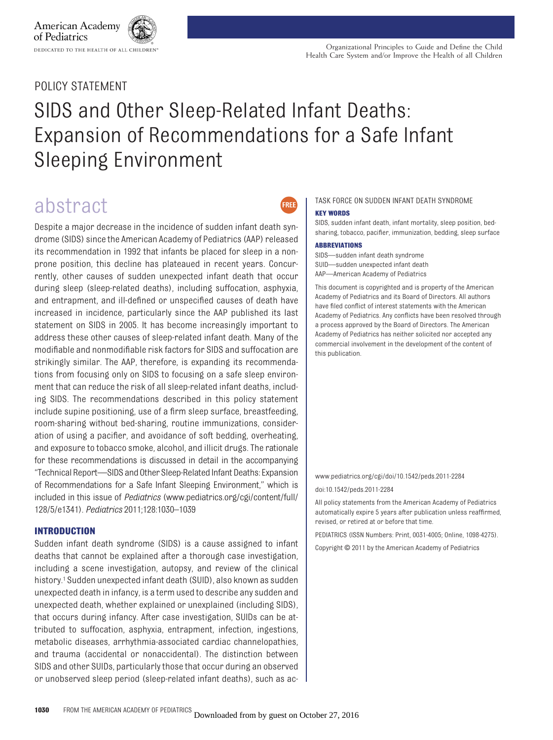POLICY STATEMENT

# SIDS and Other Sleep-Related Infant Deaths: Expansion of Recommendations for a Safe Infant Sleeping Environment

## abstract

Despite a major decrease in the incidence of sudden infant death syndrome (SIDS) since the American Academy of Pediatrics (AAP) released its recommendation in 1992 that infants be placed for sleep in a nonprone position, this decline has plateaued in recent years. Concurrently, other causes of sudden unexpected infant death that occur during sleep (sleep-related deaths), including suffocation, asphyxia, and entrapment, and ill-defined or unspecified causes of death have increased in incidence, particularly since the AAP published its last statement on SIDS in 2005. It has become increasingly important to address these other causes of sleep-related infant death. Many of the modifiable and nonmodifiable risk factors for SIDS and suffocation are strikingly similar. The AAP, therefore, is expanding its recommendations from focusing only on SIDS to focusing on a safe sleep environment that can reduce the risk of all sleep-related infant deaths, including SIDS. The recommendations described in this policy statement include supine positioning, use of a firm sleep surface, breastfeeding, room-sharing without bed-sharing, routine immunizations, consideration of using a pacifier, and avoidance of soft bedding, overheating, and exposure to tobacco smoke, alcohol, and illicit drugs. The rationale for these recommendations is discussed in detail in the accompanying "Technical Report—SIDS and Other Sleep-Related Infant Deaths: Expansion of Recommendations for a Safe Infant Sleeping Environment," which is included in this issue of *Pediatrics* (www.pediatrics.org/cgi/content/full/128/5/e1341). *Pediatrics* 2011;128:1030–1039

TASK FORCE ON SUDDEN INFANT DEATH SYNDROME

**KEY WORDS**

SIDS, sudden infant death, infant mortality, sleep position, bed-sharing, tobacco, pacifier, immunization, bedding, sleep surface

**ABBREVIATIONS**

SIDS—sudden infant death syndrome
SUID—sudden unexpected infant death
AAP—American Academy of Pediatrics

This document is copyrighted and is property of the American Academy of Pediatrics and its Board of Directors. All authors have filed conflict of interest statements with the American Academy of Pediatrics. Any conflicts have been resolved through a process approved by the Board of Directors. The American Academy of Pediatrics has neither solicited nor accepted any commercial involvement in the development of the content of this publication.

www.pediatrics.org/cgi/doi/10.1542/peds.2011-2284

doi:10.1542/peds.2011-2284

All policy statements from the American Academy of Pediatrics automatically expire 5 years after publication unless reaffirmed, revised, or retired at or before that time.

PEDIATRICS (ISSN Numbers: Print, 0031-4005; Online, 1098-4275).

Copyright © 2011 by the American Academy of Pediatrics

## INTRODUCTION

Sudden infant death syndrome (SIDS) is a cause assigned to infant deaths that cannot be explained after a thorough case investigation, including a scene investigation, autopsy, and review of the clinical history.[1] Sudden unexpected infant death (SUID), also known as sudden unexpected death in infancy, is a term used to describe any sudden and unexpected death, whether explained or unexplained (including SIDS), that occurs during infancy. After case investigation, SUIDs can be attributed to suffocation, asphyxia, entrapment, infection, ingestions, metabolic diseases, arrhythmia-associated cardiac channelopathies, and trauma (accidental or nonaccidental). The distinction between SIDS and other SUIDs, particularly those that occur during an observed or unobserved sleep period (sleep-related infant deaths), such as ac-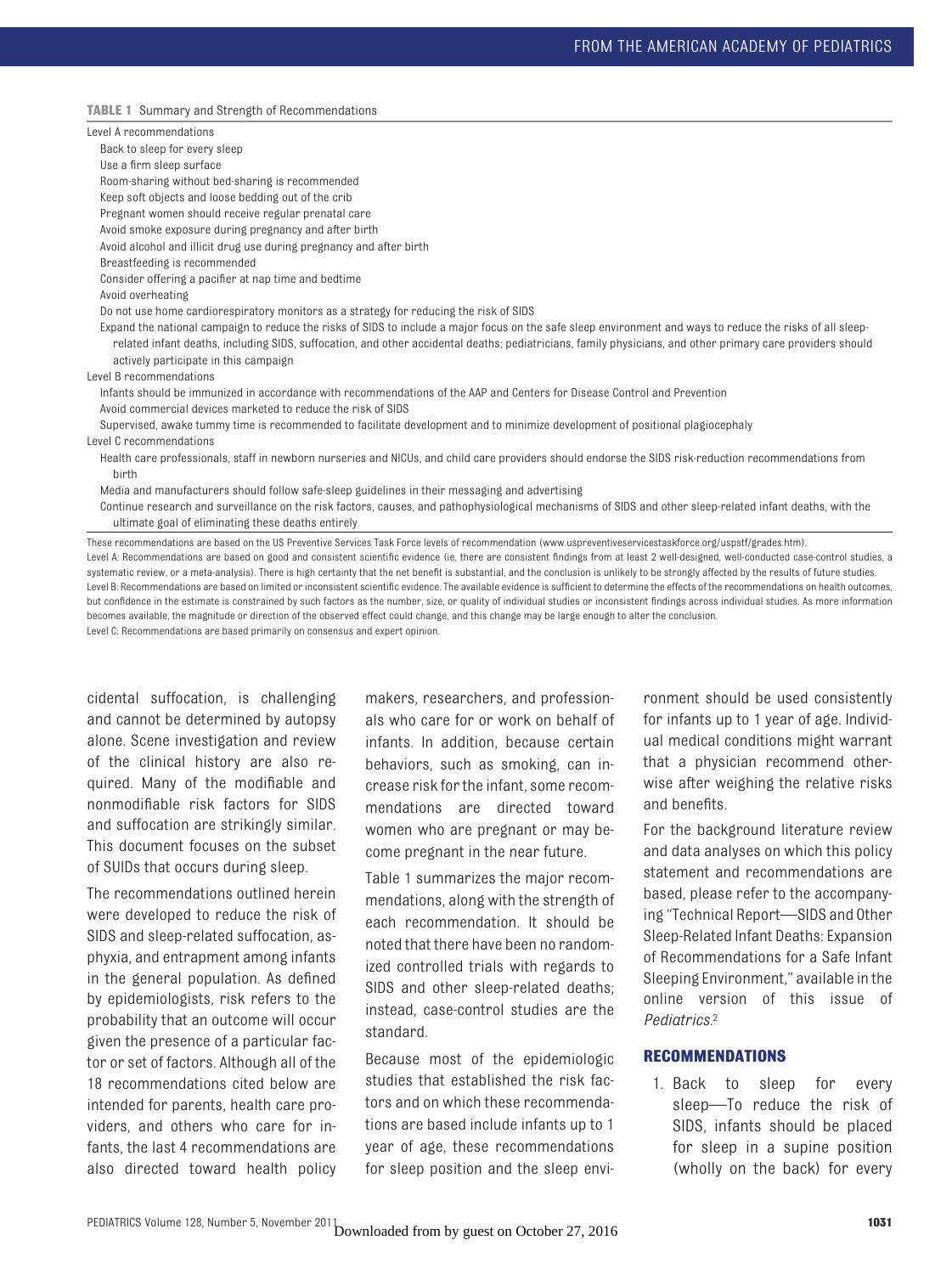**TABLE 1** Summary and Strength of Recommendations

| | |
|---|---|
| Level A recommendations | |
| | Back to sleep for every sleep |
| | Use a firm sleep surface |
| | Room-sharing without bed-sharing is recommended |
| | Keep soft objects and loose bedding out of the crib |
| | Pregnant women should receive regular prenatal care |
| | Avoid smoke exposure during pregnancy and after birth |
| | Avoid alcohol and illicit drug use during pregnancy and after birth |
| | Breastfeeding is recommended |
| | Consider offering a pacifier at nap time and bedtime |
| | Avoid overheating |
| | Do not use home cardiorespiratory monitors as a strategy for reducing the risk of SIDS |
| | Expand the national campaign to reduce the risks of SIDS to include a major focus on the safe sleep environment and ways to reduce the risks of all sleep-related infant deaths, including SIDS, suffocation, and other accidental deaths; pediatricians, family physicians, and other primary care providers should actively participate in this campaign |
| Level B recommendations | |
| | Infants should be immunized in accordance with recommendations of the AAP and Centers for Disease Control and Prevention |
| | Avoid commercial devices marketed to reduce the risk of SIDS |
| | Supervised, awake tummy time is recommended to facilitate development and to minimize development of positional plagiocephaly |
| Level C recommendations | |
| | Health care professionals, staff in newborn nurseries and NICUs, and child care providers should endorse the SIDS risk-reduction recommendations from birth |
| | Media and manufacturers should follow safe-sleep guidelines in their messaging and advertising |
| | Continue research and surveillance on the risk factors, causes, and pathophysiological mechanisms of SIDS and other sleep-related infant deaths, with the ultimate goal of eliminating these deaths entirely |

These recommendations are based on the US Preventive Services Task Force levels of recommendation (www.uspreventiveservicestaskforce.org/uspstf/grades.htm).

Level A: Recommendations are based on good and consistent scientific evidence (ie, there are consistent findings from at least 2 well-designed, well-conducted case-control studies, a systematic review, or a meta-analysis). There is high certainty that the net benefit is substantial, and the conclusion is unlikely to be strongly affected by the results of future studies.

Level B: Recommendations are based on limited or inconsistent scientific evidence. The available evidence is sufficient to determine the effects of the recommendations on health outcomes, but confidence in the estimate is constrained by such factors as the number, size, or quality of individual studies or inconsistent findings across individual studies. As more information becomes available, the magnitude or direction of the observed effect could change, and this change may be large enough to alter the conclusion.

Level C: Recommendations are based primarily on consensus and expert opinion.

cidental suffocation, is challenging and cannot be determined by autopsy alone. Scene investigation and review of the clinical history are also required. Many of the modifiable and nonmodifiable risk factors for SIDS and suffocation are strikingly similar. This document focuses on the subset of SUIDs that occurs during sleep.

The recommendations outlined herein were developed to reduce the risk of SIDS and sleep-related suffocation, asphyxia, and entrapment among infants in the general population. As defined by epidemiologists, risk refers to the probability that an outcome will occur given the presence of a particular factor or set of factors. Although all of the 18 recommendations cited below are intended for parents, health care providers, and others who care for infants, the last 4 recommendations are also directed toward health policy makers, researchers, and professionals who care for or work on behalf of infants. In addition, because certain behaviors, such as smoking, can increase risk for the infant, some recommendations are directed toward women who are pregnant or may become pregnant in the near future.

Table 1 summarizes the major recommendations, along with the strength of each recommendation. It should be noted that there have been no randomized controlled trials with regards to SIDS and other sleep-related deaths; instead, case-control studies are the standard.

Because most of the epidemiologic studies that established the risk factors and on which these recommendations are based include infants up to 1 year of age, these recommendations for sleep position and the sleep environment should be used consistently for infants up to 1 year of age. Individual medical conditions might warrant that a physician recommend otherwise after weighing the relative risks and benefits.

For the background literature review and data analyses on which this policy statement and recommendations are based, please refer to the accompanying "Technical Report—SIDS and Other Sleep-Related Infant Deaths: Expansion of Recommendations for a Safe Infant Sleeping Environment," available in the online version of this issue of *Pediatrics*.[2]

## RECOMMENDATIONS

1. Back to sleep for every sleep—To reduce the risk of SIDS, infants should be placed for sleep in a supine position (wholly on the back) for every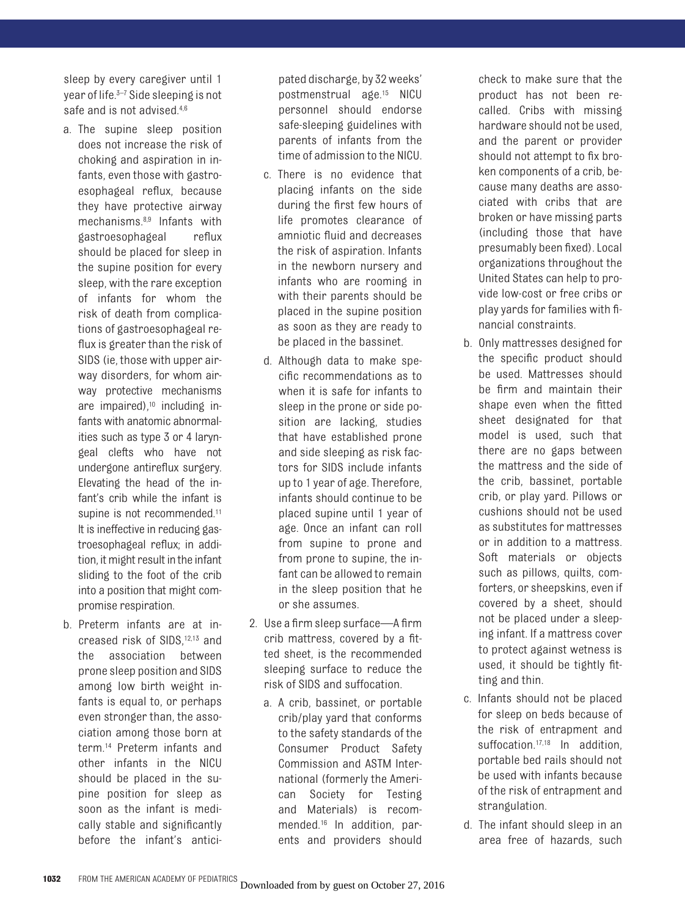sleep by every caregiver until 1 year of life.[3–7] Side sleeping is not safe and is not advised.[4,6]

a. The supine sleep position does not increase the risk of choking and aspiration in infants, even those with gastroesophageal reflux, because they have protective airway mechanisms.[8,9] Infants with gastroesophageal reflux should be placed for sleep in the supine position for every sleep, with the rare exception of infants for whom the risk of death from complications of gastroesophageal reflux is greater than the risk of SIDS (ie, those with upper airway disorders, for whom airway protective mechanisms are impaired),[10] including infants with anatomic abnormalities such as type 3 or 4 laryngeal clefts who have not undergone antireflux surgery. Elevating the head of the infant's crib while the infant is supine is not recommended.[11] It is ineffective in reducing gastroesophageal reflux; in addition, it might result in the infant sliding to the foot of the crib into a position that might compromise respiration.

b. Preterm infants are at increased risk of SIDS,[12,13] and the association between prone sleep position and SIDS among low birth weight infants is equal to, or perhaps even stronger than, the association among those born at term.[14] Preterm infants and other infants in the NICU should be placed in the supine position for sleep as soon as the infant is medically stable and significantly before the infant's anticipated discharge, by 32 weeks' postmenstrual age.[15] NICU personnel should endorse safe-sleeping guidelines with parents of infants from the time of admission to the NICU.

c. There is no evidence that placing infants on the side during the first few hours of life promotes clearance of amniotic fluid and decreases the risk of aspiration. Infants in the newborn nursery and infants who are rooming in with their parents should be placed in the supine position as soon as they are ready to be placed in the bassinet.

d. Although data to make specific recommendations as to when it is safe for infants to sleep in the prone or side position are lacking, studies that have established prone and side sleeping as risk factors for SIDS include infants up to 1 year of age. Therefore, infants should continue to be placed supine until 1 year of age. Once an infant can roll from supine to prone and from prone to supine, the infant can be allowed to remain in the sleep position that he or she assumes.

2. Use a firm sleep surface—A firm crib mattress, covered by a fitted sheet, is the recommended sleeping surface to reduce the risk of SIDS and suffocation.

   a. A crib, bassinet, or portable crib/play yard that conforms to the safety standards of the Consumer Product Safety Commission and ASTM International (formerly the American Society for Testing and Materials) is recommended.[16] In addition, parents and providers should check to make sure that the product has not been recalled. Cribs with missing hardware should not be used, and the parent or provider should not attempt to fix broken components of a crib, because many deaths are associated with cribs that are broken or have missing parts (including those that have presumably been fixed). Local organizations throughout the United States can help to provide low-cost or free cribs or play yards for families with financial constraints.

   b. Only mattresses designed for the specific product should be used. Mattresses should be firm and maintain their shape even when the fitted sheet designated for that model is used, such that there are no gaps between the mattress and the side of the crib, bassinet, portable crib, or play yard. Pillows or cushions should not be used as substitutes for mattresses or in addition to a mattress. Soft materials or objects such as pillows, quilts, comforters, or sheepskins, even if covered by a sheet, should not be placed under a sleeping infant. If a mattress cover to protect against wetness is used, it should be tightly fitting and thin.

   c. Infants should not be placed for sleep on beds because of the risk of entrapment and suffocation.[17,18] In addition, portable bed rails should not be used with infants because of the risk of entrapment and strangulation.

   d. The infant should sleep in an area free of hazards, such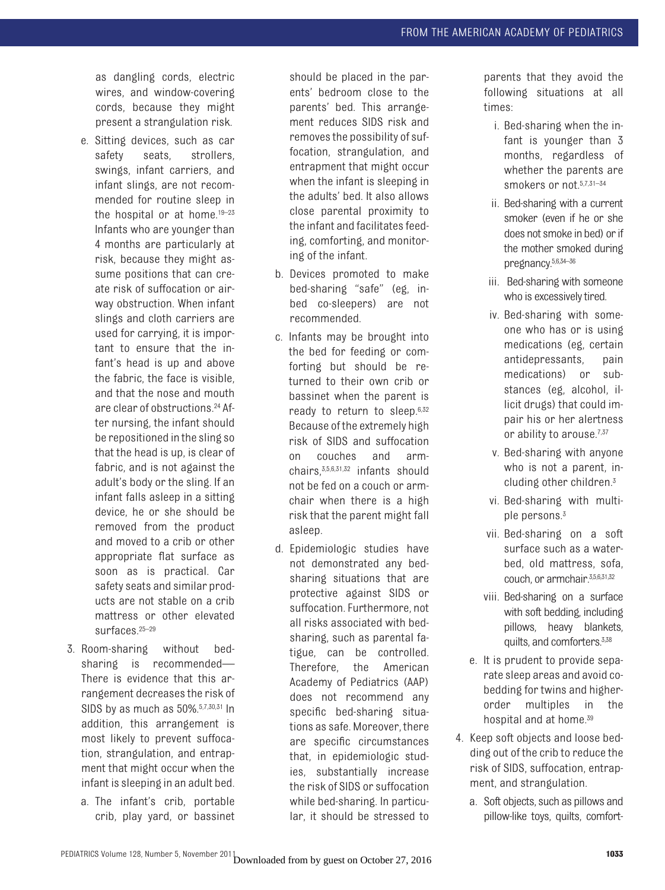as dangling cords, electric wires, and window-covering cords, because they might present a strangulation risk.

e. Sitting devices, such as car safety seats, strollers, swings, infant carriers, and infant slings, are not recommended for routine sleep in the hospital or at home.[19–23] Infants who are younger than 4 months are particularly at risk, because they might assume positions that can create risk of suffocation or airway obstruction. When infant slings and cloth carriers are used for carrying, it is important to ensure that the infant's head is up and above the fabric, the face is visible, and that the nose and mouth are clear of obstructions.[24] After nursing, the infant should be repositioned in the sling so that the head is up, is clear of fabric, and is not against the adult's body or the sling. If an infant falls asleep in a sitting device, he or she should be removed from the product and moved to a crib or other appropriate flat surface as soon as is practical. Car safety seats and similar products are not stable on a crib mattress or other elevated surfaces.[25–29]

3. Room-sharing without bed-sharing is recommended—There is evidence that this arrangement decreases the risk of SIDS by as much as 50%.[5,7,30,31] In addition, this arrangement is most likely to prevent suffocation, strangulation, and entrapment that might occur when the infant is sleeping in an adult bed.

   a. The infant's crib, portable crib, play yard, or bassinet should be placed in the parents' bedroom close to the parents' bed. This arrangement reduces SIDS risk and removes the possibility of suffocation, strangulation, and entrapment that might occur when the infant is sleeping in the adults' bed. It also allows close parental proximity to the infant and facilitates feeding, comforting, and monitoring of the infant.

   b. Devices promoted to make bed-sharing "safe" (eg, in-bed co-sleepers) are not recommended.

   c. Infants may be brought into the bed for feeding or comforting but should be returned to their own crib or bassinet when the parent is ready to return to sleep.[6,32] Because of the extremely high risk of SIDS and suffocation on couches and armchairs,[3,5,6,31,32] infants should not be fed on a couch or armchair when there is a high risk that the parent might fall asleep.

   d. Epidemiologic studies have not demonstrated any bed-sharing situations that are protective against SIDS or suffocation. Furthermore, not all risks associated with bed-sharing, such as parental fatigue, can be controlled. Therefore, the American Academy of Pediatrics (AAP) does not recommend any specific bed-sharing situations as safe. Moreover, there are specific circumstances that, in epidemiologic studies, substantially increase the risk of SIDS or suffocation while bed-sharing. In particular, it should be stressed to parents that they avoid the following situations at all times:

      i. Bed-sharing when the infant is younger than 3 months, regardless of whether the parents are smokers or not.[5,7,31–34]
      ii. Bed-sharing with a current smoker (even if he or she does not smoke in bed) or if the mother smoked during pregnancy.[5,6,34–36]
      iii. Bed-sharing with someone who is excessively tired.
      iv. Bed-sharing with someone who has or is using medications (eg, certain antidepressants, pain medications) or substances (eg, alcohol, illicit drugs) that could impair his or her alertness or ability to arouse.[7,37]
      v. Bed-sharing with anyone who is not a parent, including other children.[3]
      vi. Bed-sharing with multiple persons.[3]
      vii. Bed-sharing on a soft surface such as a waterbed, old mattress, sofa, couch, or armchair.[3,5,6,31,32]
      viii. Bed-sharing on a surface with soft bedding, including pillows, heavy blankets, quilts, and comforters.[3,38]

   e. It is prudent to provide separate sleep areas and avoid cobedding for twins and higher-order multiples in the hospital and at home.[39]

4. Keep soft objects and loose bedding out of the crib to reduce the risk of SIDS, suffocation, entrapment, and strangulation.

   a. Soft objects, such as pillows and pillow-like toys, quilts, comfort-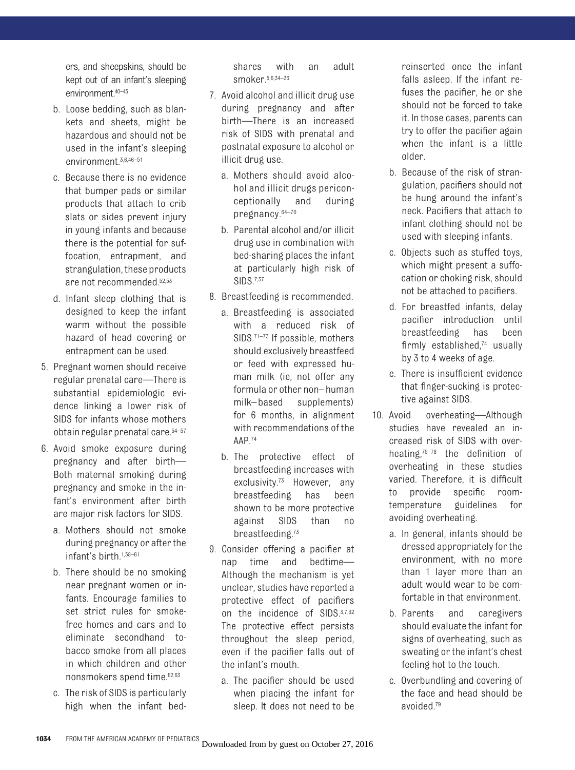ers, and sheepskins, should be kept out of an infant's sleeping environment.[40–45]

b. Loose bedding, such as blankets and sheets, might be hazardous and should not be used in the infant's sleeping environment.[3,6,46–51]

c. Because there is no evidence that bumper pads or similar products that attach to crib slats or sides prevent injury in young infants and because there is the potential for suffocation, entrapment, and strangulation, these products are not recommended.[52,53]

d. Infant sleep clothing that is designed to keep the infant warm without the possible hazard of head covering or entrapment can be used.

5. Pregnant women should receive regular prenatal care—There is substantial epidemiologic evidence linking a lower risk of SIDS for infants whose mothers obtain regular prenatal care.[54–57]

6. Avoid smoke exposure during pregnancy and after birth—Both maternal smoking during pregnancy and smoke in the infant's environment after birth are major risk factors for SIDS.

   a. Mothers should not smoke during pregnancy or after the infant's birth.[1,58–61]

   b. There should be no smoking near pregnant women or infants. Encourage families to set strict rules for smoke-free homes and cars and to eliminate secondhand tobacco smoke from all places in which children and other nonsmokers spend time.[62,63]

   c. The risk of SIDS is particularly high when the infant bed-shares with an adult smoker.[5,6,34–36]

7. Avoid alcohol and illicit drug use during pregnancy and after birth—There is an increased risk of SIDS with prenatal and postnatal exposure to alcohol or illicit drug use.

   a. Mothers should avoid alcohol and illicit drugs periconceptionally and during pregnancy.[64–70]

   b. Parental alcohol and/or illicit drug use in combination with bed-sharing places the infant at particularly high risk of SIDS.[7,37]

8. Breastfeeding is recommended.

   a. Breastfeeding is associated with a reduced risk of SIDS.[71–73] If possible, mothers should exclusively breastfeed or feed with expressed human milk (ie, not offer any formula or other non–human milk–based supplements) for 6 months, in alignment with recommendations of the AAP.[74]

   b. The protective effect of breastfeeding increases with exclusivity.[73] However, any breastfeeding has been shown to be more protective against SIDS than no breastfeeding.[73]

9. Consider offering a pacifier at nap time and bedtime—Although the mechanism is yet unclear, studies have reported a protective effect of pacifiers on the incidence of SIDS.[3,7,32] The protective effect persists throughout the sleep period, even if the pacifier falls out of the infant's mouth.

   a. The pacifier should be used when placing the infant for sleep. It does not need to be reinserted once the infant falls asleep. If the infant refuses the pacifier, he or she should not be forced to take it. In those cases, parents can try to offer the pacifier again when the infant is a little older.

   b. Because of the risk of strangulation, pacifiers should not be hung around the infant's neck. Pacifiers that attach to infant clothing should not be used with sleeping infants.

   c. Objects such as stuffed toys, which might present a suffocation or choking risk, should not be attached to pacifiers.

   d. For breastfed infants, delay pacifier introduction until breastfeeding has been firmly established,[74] usually by 3 to 4 weeks of age.

   e. There is insufficient evidence that finger-sucking is protective against SIDS.

10. Avoid overheating—Although studies have revealed an increased risk of SIDS with overheating,[75–78] the definition of overheating in these studies varied. Therefore, it is difficult to provide specific room-temperature guidelines for avoiding overheating.

    a. In general, infants should be dressed appropriately for the environment, with no more than 1 layer more than an adult would wear to be comfortable in that environment.

    b. Parents and caregivers should evaluate the infant for signs of overheating, such as sweating or the infant's chest feeling hot to the touch.

    c. Overbundling and covering of the face and head should be avoided.[79]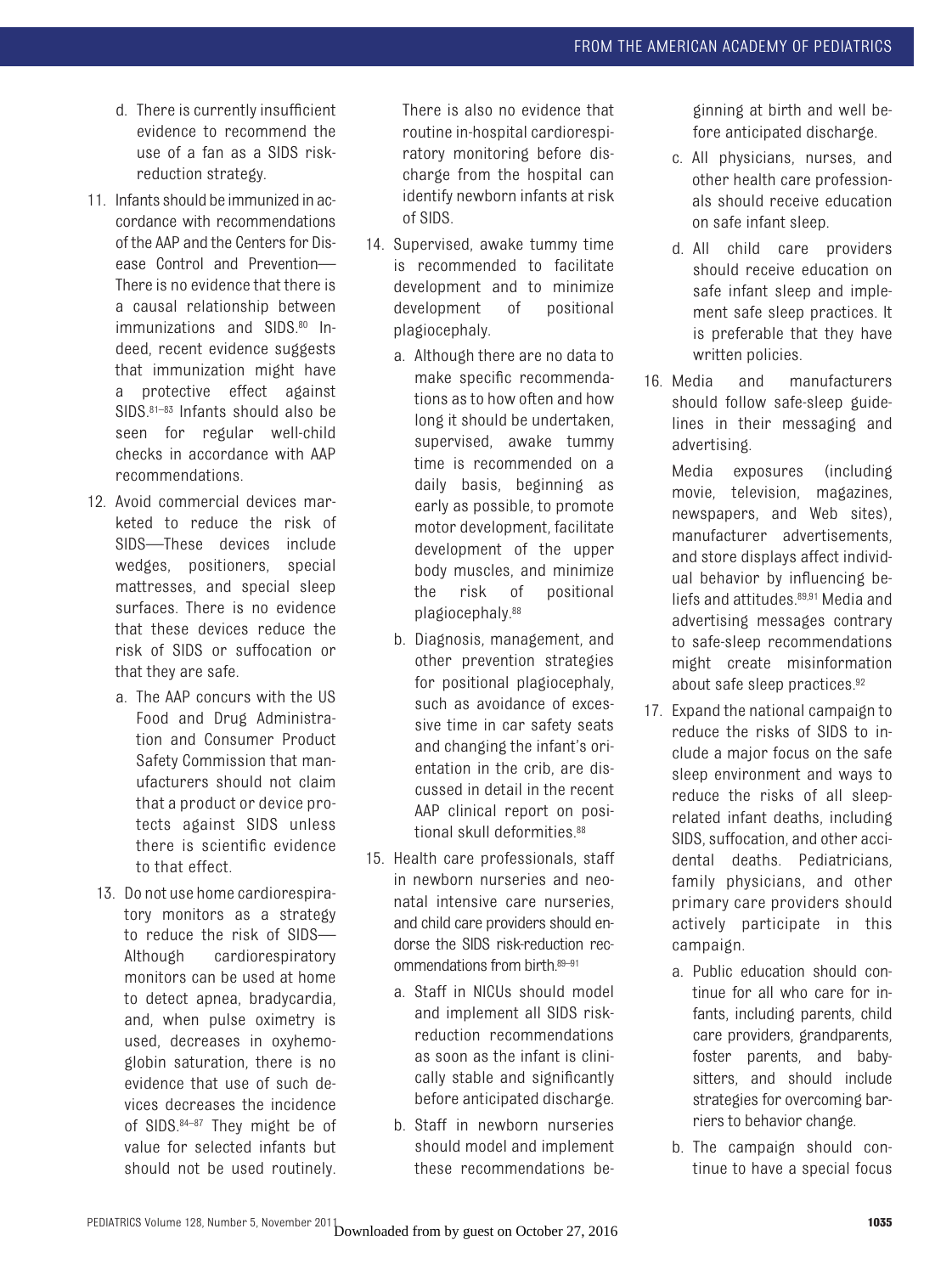d. There is currently insufficient evidence to recommend the use of a fan as a SIDS risk-reduction strategy.

11. Infants should be immunized in accordance with recommendations of the AAP and the Centers for Disease Control and Prevention—There is no evidence that there is a causal relationship between immunizations and SIDS.[80] Indeed, recent evidence suggests that immunization might have a protective effect against SIDS.[81–83] Infants should also be seen for regular well-child checks in accordance with AAP recommendations.

12. Avoid commercial devices marketed to reduce the risk of SIDS—These devices include wedges, positioners, special mattresses, and special sleep surfaces. There is no evidence that these devices reduce the risk of SIDS or suffocation or that they are safe.
    a. The AAP concurs with the US Food and Drug Administration and Consumer Product Safety Commission that manufacturers should not claim that a product or device protects against SIDS unless there is scientific evidence to that effect.

13. Do not use home cardiorespiratory monitors as a strategy to reduce the risk of SIDS—Although cardiorespiratory monitors can be used at home to detect apnea, bradycardia, and, when pulse oximetry is used, decreases in oxyhemoglobin saturation, there is no evidence that use of such devices decreases the incidence of SIDS.[84–87] They might be of value for selected infants but should not be used routinely. There is also no evidence that routine in-hospital cardiorespiratory monitoring before discharge from the hospital can identify newborn infants at risk of SIDS.

14. Supervised, awake tummy time is recommended to facilitate development and to minimize development of positional plagiocephaly.
    a. Although there are no data to make specific recommendations as to how often and how long it should be undertaken, supervised, awake tummy time is recommended on a daily basis, beginning as early as possible, to promote motor development, facilitate development of the upper body muscles, and minimize the risk of positional plagiocephaly.[88]
    b. Diagnosis, management, and other prevention strategies for positional plagiocephaly, such as avoidance of excessive time in car safety seats and changing the infant's orientation in the crib, are discussed in detail in the recent AAP clinical report on positional skull deformities.[88]

15. Health care professionals, staff in newborn nurseries and neonatal intensive care nurseries, and child care providers should endorse the SIDS risk-reduction recommendations from birth.[89–91]
    a. Staff in NICUs should model and implement all SIDS risk-reduction recommendations as soon as the infant is clinically stable and significantly before anticipated discharge.
    b. Staff in newborn nurseries should model and implement these recommendations beginning at birth and well before anticipated discharge.
    c. All physicians, nurses, and other health care professionals should receive education on safe infant sleep.
    d. All child care providers should receive education on safe infant sleep and implement safe sleep practices. It is preferable that they have written policies.

16. Media and manufacturers should follow safe-sleep guidelines in their messaging and advertising.

    Media exposures (including movie, television, magazines, newspapers, and Web sites), manufacturer advertisements, and store displays affect individual behavior by influencing beliefs and attitudes.[89,91] Media and advertising messages contrary to safe-sleep recommendations might create misinformation about safe sleep practices.[92]

17. Expand the national campaign to reduce the risks of SIDS to include a major focus on the safe sleep environment and ways to reduce the risks of all sleep-related infant deaths, including SIDS, suffocation, and other accidental deaths. Pediatricians, family physicians, and other primary care providers should actively participate in this campaign.
    a. Public education should continue for all who care for infants, including parents, child care providers, grandparents, foster parents, and babysitters, and should include strategies for overcoming barriers to behavior change.
    b. The campaign should continue to have a special focus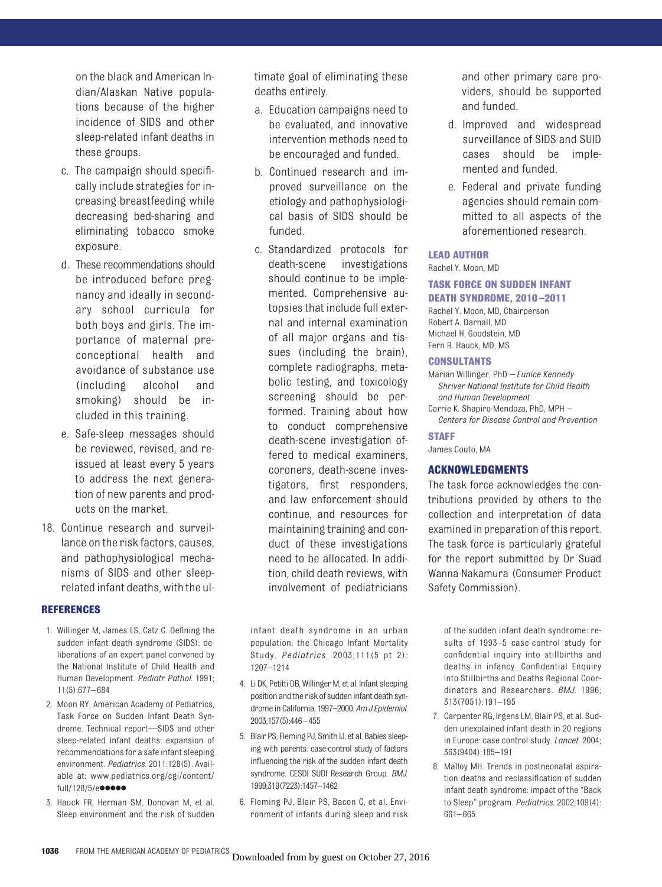on the black and American Indian/Alaskan Native populations because of the higher incidence of SIDS and other sleep-related infant deaths in these groups.

c. The campaign should specifically include strategies for increasing breastfeeding while decreasing bed-sharing and eliminating tobacco smoke exposure.
d. These recommendations should be introduced before pregnancy and ideally in secondary school curricula for both boys and girls. The importance of maternal preconceptional health and avoidance of substance use (including alcohol and smoking) should be included in this training.
e. Safe-sleep messages should be reviewed, revised, and reissued at least every 5 years to address the next generation of new parents and products on the market.

18. Continue research and surveillance on the risk factors, causes, and pathophysiological mechanisms of SIDS and other sleep-related infant deaths, with the ultimate goal of eliminating these deaths entirely.
    a. Education campaigns need to be evaluated, and innovative intervention methods need to be encouraged and funded.
    b. Continued research and improved surveillance on the etiology and pathophysiological basis of SIDS should be funded.
    c. Standardized protocols for death-scene investigations should continue to be implemented. Comprehensive autopsies that include full external and internal examination of all major organs and tissues (including the brain), complete radiographs, metabolic testing, and toxicology screening should be performed. Training about how to conduct comprehensive death-scene investigation offered to medical examiners, coroners, death-scene investigators, first responders, and law enforcement should continue, and resources for maintaining training and conduct of these investigations need to be allocated. In addition, child death reviews, with involvement of pediatricians and other primary care providers, should be supported and funded.
    d. Improved and widespread surveillance of SIDS and SUID cases should be implemented and funded.
    e. Federal and private funding agencies should remain committed to all aspects of the aforementioned research.

### LEAD AUTHOR

Rachel Y. Moon, MD

### TASK FORCE ON SUDDEN INFANT DEATH SYNDROME, 2010–2011

Rachel Y. Moon, MD, Chairperson
Robert A. Darnall, MD
Michael H. Goodstein, MD
Fern R. Hauck, MD, MS

### CONSULTANTS

Marian Willinger, PhD – *Eunice Kennedy Shriver National Institute for Child Health and Human Development*
Carrie K. Shapiro-Mendoza, PhD, MPH – *Centers for Disease Control and Prevention*

### STAFF

James Couto, MA

## ACKNOWLEDGMENTS

The task force acknowledges the contributions provided by others to the collection and interpretation of data examined in preparation of this report. The task force is particularly grateful for the report submitted by Dr Suad Wanna-Nakamura (Consumer Product Safety Commission).

## REFERENCES

1. Willinger M, James LS, Catz C. Defining the sudden infant death syndrome (SIDS): deliberations of an expert panel convened by the National Institute of Child Health and Human Development. *Pediatr Pathol.* 1991; 11(5):677–684
2. Moon RY, American Academy of Pediatrics, Task Force on Sudden Infant Death Syndrome. Technical report—SIDS and other sleep-related infant deaths: expansion of recommendations for a safe infant sleeping environment. *Pediatrics.* 2011:128(5). Available at: www.pediatrics.org/cgi/content/full/128/5/e●●●●●
3. Hauck FR, Herman SM, Donovan M, et al. Sleep environment and the risk of sudden infant death syndrome in an urban population: the Chicago Infant Mortality Study. *Pediatrics.* 2003;111(5 pt 2): 1207–1214
4. Li DK, Petitti DB, Willinger M, et al. Infant sleeping position and the risk of sudden infant death syndrome in California, 1997–2000. *Am J Epidemiol.* 2003;157(5):446–455
5. Blair PS, Fleming PJ, Smith IJ, et al. Babies sleeping with parents: case-control study of factors influencing the risk of the sudden infant death syndrome. CESDI SUDI Research Group. *BMJ.* 1999;319(7223):1457–1462
6. Fleming PJ, Blair PS, Bacon C, et al. Environment of infants during sleep and risk of the sudden infant death syndrome: results of 1993–5 case-control study for confidential inquiry into stillbirths and deaths in infancy. Confidential Enquiry Into Stillbirths and Deaths Regional Coordinators and Researchers. *BMJ.* 1996; 313(7051):191–195
7. Carpenter RG, Irgens LM, Blair PS, et al. Sudden unexplained infant death in 20 regions in Europe: case control study. *Lancet.* 2004; 363(9404):185–191
8. Malloy MH. Trends in postneonatal aspiration deaths and reclassification of sudden infant death syndrome: impact of the "Back to Sleep" program. *Pediatrics.* 2002;109(4): 661–665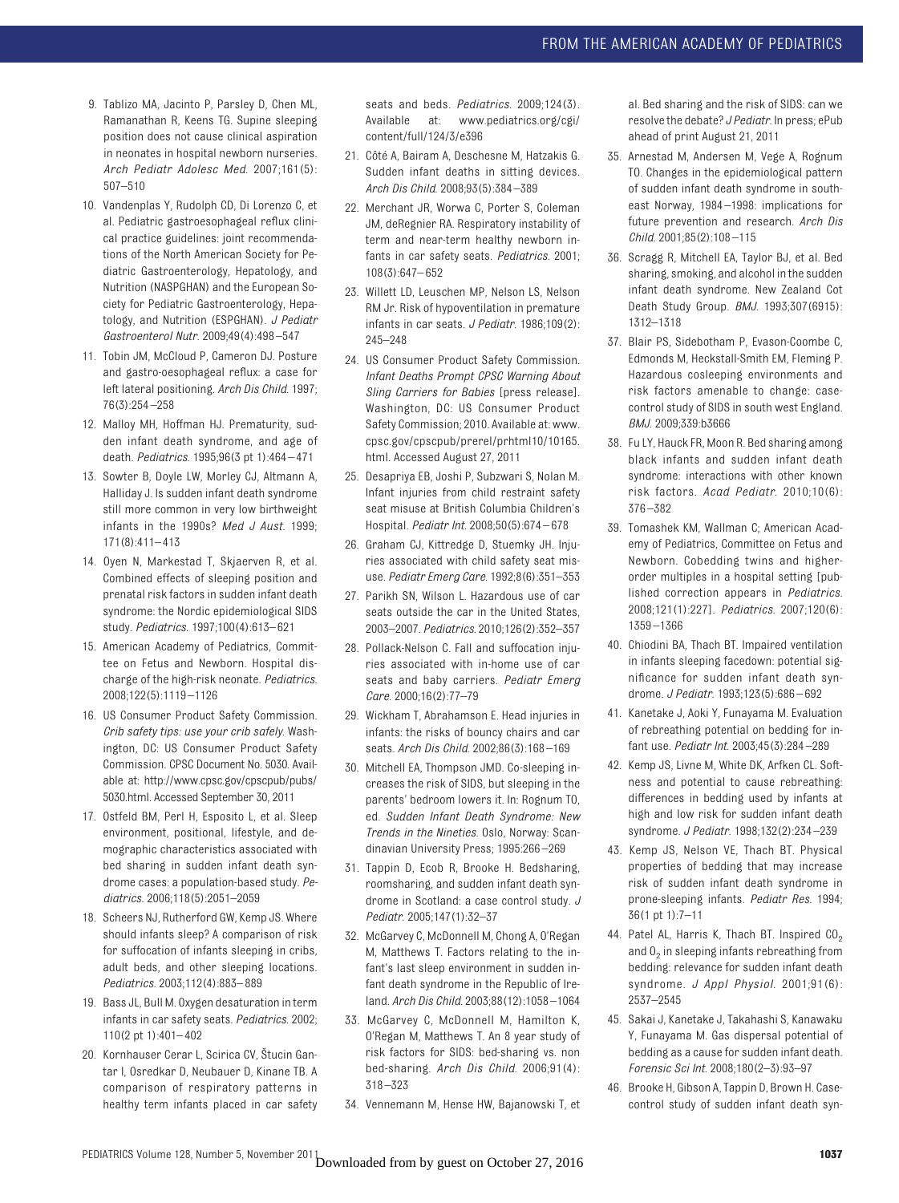9. Tablizo MA, Jacinto P, Parsley D, Chen ML, Ramanathan R, Keens TG. Supine sleeping position does not cause clinical aspiration in neonates in hospital newborn nurseries. *Arch Pediatr Adolesc Med*. 2007;161(5):507–510
10. Vandenplas Y, Rudolph CD, Di Lorenzo C, et al. Pediatric gastroesophageal reflux clinical practice guidelines: joint recommendations of the North American Society for Pediatric Gastroenterology, Hepatology, and Nutrition (NASPGHAN) and the European Society for Pediatric Gastroenterology, Hepatology, and Nutrition (ESPGHAN). *J Pediatr Gastroenterol Nutr*. 2009;49(4):498–547
11. Tobin JM, McCloud P, Cameron DJ. Posture and gastro-oesophageal reflux: a case for left lateral positioning. *Arch Dis Child*. 1997;76(3):254–258
12. Malloy MH, Hoffman HJ. Prematurity, sudden infant death syndrome, and age of death. *Pediatrics*. 1995;96(3 pt 1):464–471
13. Sowter B, Doyle LW, Morley CJ, Altmann A, Halliday J. Is sudden infant death syndrome still more common in very low birthweight infants in the 1990s? *Med J Aust*. 1999;171(8):411–413
14. Oyen N, Markestad T, Skjaerven R, et al. Combined effects of sleeping position and prenatal risk factors in sudden infant death syndrome: the Nordic epidemiological SIDS study. *Pediatrics*. 1997;100(4):613–621
15. American Academy of Pediatrics, Committee on Fetus and Newborn. Hospital discharge of the high-risk neonate. *Pediatrics*. 2008;122(5):1119–1126
16. US Consumer Product Safety Commission. *Crib safety tips: use your crib safely*. Washington, DC: US Consumer Product Safety Commission. CPSC Document No. 5030. Available at: http://www.cpsc.gov/cpscpub/pubs/5030.html. Accessed September 30, 2011
17. Ostfeld BM, Perl H, Esposito L, et al. Sleep environment, positional, lifestyle, and demographic characteristics associated with bed sharing in sudden infant death syndrome cases: a population-based study. *Pediatrics*. 2006;118(5):2051–2059
18. Scheers NJ, Rutherford GW, Kemp JS. Where should infants sleep? A comparison of risk for suffocation of infants sleeping in cribs, adult beds, and other sleeping locations. *Pediatrics*. 2003;112(4):883–889
19. Bass JL, Bull M. Oxygen desaturation in term infants in car safety seats. *Pediatrics*. 2002;110(2 pt 1):401–402
20. Kornhauser Cerar L, Scirica CV, Štucin Gantar I, Osredkar D, Neubauer D, Kinane TB. A comparison of respiratory patterns in healthy term infants placed in car safety seats and beds. *Pediatrics*. 2009;124(3). Available at: www.pediatrics.org/cgi/content/full/124/3/e396
21. Côté A, Bairam A, Deschesne M, Hatzakis G. Sudden infant deaths in sitting devices. *Arch Dis Child*. 2008;93(5):384–389
22. Merchant JR, Worwa C, Porter S, Coleman JM, deRegnier RA. Respiratory instability of term and near-term healthy newborn infants in car safety seats. *Pediatrics*. 2001;108(3):647–652
23. Willett LD, Leuschen MP, Nelson LS, Nelson RM Jr. Risk of hypoventilation in premature infants in car seats. *J Pediatr*. 1986;109(2):245–248
24. US Consumer Product Safety Commission. *Infant Deaths Prompt CPSC Warning About Sling Carriers for Babies* [press release]. Washington, DC: US Consumer Product Safety Commission; 2010. Available at: www.cpsc.gov/cpscpub/prerel/prhtml10/10165.html. Accessed August 27, 2011
25. Desapriya EB, Joshi P, Subzwari S, Nolan M. Infant injuries from child restraint safety seat misuse at British Columbia Children's Hospital. *Pediatr Int*. 2008;50(5):674–678
26. Graham CJ, Kittredge D, Stuemky JH. Injuries associated with child safety seat misuse. *Pediatr Emerg Care*. 1992;8(6):351–353
27. Parikh SN, Wilson L. Hazardous use of car seats outside the car in the United States, 2003–2007. *Pediatrics*. 2010;126(2):352–357
28. Pollack-Nelson C. Fall and suffocation injuries associated with in-home use of car seats and baby carriers. *Pediatr Emerg Care*. 2000;16(2):77–79
29. Wickham T, Abrahamson E. Head injuries in infants: the risks of bouncy chairs and car seats. *Arch Dis Child*. 2002;86(3):168–169
30. Mitchell EA, Thompson JMD. Co-sleeping increases the risk of SIDS, but sleeping in the parents' bedroom lowers it. In: Rognum TO, ed. *Sudden Infant Death Syndrome: New Trends in the Nineties*. Oslo, Norway: Scandinavian University Press; 1995:266–269
31. Tappin D, Ecob R, Brooke H. Bedsharing, roomsharing, and sudden infant death syndrome in Scotland: a case control study. *J Pediatr*. 2005;147(1):32–37
32. McGarvey C, McDonnell M, Chong A, O'Regan M, Matthews T. Factors relating to the infant's last sleep environment in sudden infant death syndrome in the Republic of Ireland. *Arch Dis Child*. 2003;88(12):1058–1064
33. McGarvey C, McDonnell M, Hamilton K, O'Regan M, Matthews T. An 8 year study of risk factors for SIDS: bed-sharing vs. non bed-sharing. *Arch Dis Child*. 2006;91(4):318–323
34. Vennemann M, Hense HW, Bajanowski T, et al. Bed sharing and the risk of SIDS: can we resolve the debate? *J Pediatr*. In press; ePub ahead of print August 21, 2011
35. Arnestad M, Andersen M, Vege A, Rognum TO. Changes in the epidemiological pattern of sudden infant death syndrome in southeast Norway, 1984–1998: implications for future prevention and research. *Arch Dis Child*. 2001;85(2):108–115
36. Scragg R, Mitchell EA, Taylor BJ, et al. Bed sharing, smoking, and alcohol in the sudden infant death syndrome. New Zealand Cot Death Study Group. *BMJ*. 1993;307(6915):1312–1318
37. Blair PS, Sidebotham P, Evason-Coombe C, Edmonds M, Heckstall-Smith EM, Fleming P. Hazardous cosleeping environments and risk factors amenable to change: case-control study of SIDS in south west England. *BMJ*. 2009;339:b3666
38. Fu LY, Hauck FR, Moon R. Bed sharing among black infants and sudden infant death syndrome: interactions with other known risk factors. *Acad Pediatr*. 2010;10(6):376–382
39. Tomashek KM, Wallman C; American Academy of Pediatrics, Committee on Fetus and Newborn. Cobedding twins and higher-order multiples in a hospital setting [published correction appears in *Pediatrics*. 2008;121(1):227]. *Pediatrics*. 2007;120(6):1359–1366
40. Chiodini BA, Thach BT. Impaired ventilation in infants sleeping facedown: potential significance for sudden infant death syndrome. *J Pediatr*. 1993;123(5):686–692
41. Kanetake J, Aoki Y, Funayama M. Evaluation of rebreathing potential on bedding for infant use. *Pediatr Int*. 2003;45(3):284–289
42. Kemp JS, Livne M, White DK, Arfken CL. Softness and potential to cause rebreathing: differences in bedding used by infants at high and low risk for sudden infant death syndrome. *J Pediatr*. 1998;132(2):234–239
43. Kemp JS, Nelson VE, Thach BT. Physical properties of bedding that may increase risk of sudden infant death syndrome in prone-sleeping infants. *Pediatr Res*. 1994;36(1 pt 1):7–11
44. Patel AL, Harris K, Thach BT. Inspired $CO_2$ and $O_2$ in sleeping infants rebreathing from bedding: relevance for sudden infant death syndrome. *J Appl Physiol*. 2001;91(6):2537–2545
45. Sakai J, Kanetake J, Takahashi S, Kanawaku Y, Funayama M. Gas dispersal potential of bedding as a cause for sudden infant death. *Forensic Sci Int*. 2008;180(2–3):93–97
46. Brooke H, Gibson A, Tappin D, Brown H. Case-control study of sudden infant death syn-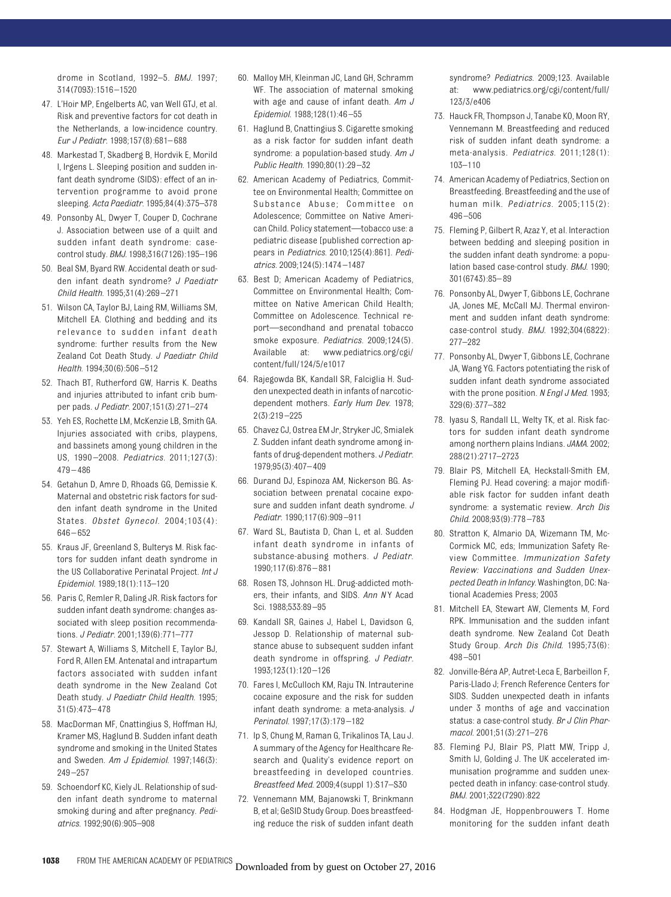drome in Scotland, 1992–5. *BMJ*. 1997; 314(7093):1516–1520

47. L'Hoir MP, Engelberts AC, van Well GTJ, et al. Risk and preventive factors for cot death in the Netherlands, a low-incidence country. *Eur J Pediatr*. 1998;157(8):681–688
48. Markestad T, Skadberg B, Hordvik E, Morild I, Irgens L. Sleeping position and sudden infant death syndrome (SIDS): effect of an intervention programme to avoid prone sleeping. *Acta Paediatr*. 1995;84(4):375–378
49. Ponsonby AL, Dwyer T, Couper D, Cochrane J. Association between use of a quilt and sudden infant death syndrome: case-control study. *BMJ*. 1998;316(7126):195–196
50. Beal SM, Byard RW. Accidental death or sudden infant death syndrome? *J Paediatr Child Health*. 1995;31(4):269–271
51. Wilson CA, Taylor BJ, Laing RM, Williams SM, Mitchell EA. Clothing and bedding and its relevance to sudden infant death syndrome: further results from the New Zealand Cot Death Study. *J Paediatr Child Health*. 1994;30(6):506–512
52. Thach BT, Rutherford GW, Harris K. Deaths and injuries attributed to infant crib bumper pads. *J Pediatr*. 2007;151(3):271–274
53. Yeh ES, Rochette LM, McKenzie LB, Smith GA. Injuries associated with cribs, playpens, and bassinets among young children in the US, 1990–2008. *Pediatrics*. 2011;127(3): 479–486
54. Getahun D, Amre D, Rhoads GG, Demissie K. Maternal and obstetric risk factors for sudden infant death syndrome in the United States. *Obstet Gynecol*. 2004;103(4): 646–652
55. Kraus JF, Greenland S, Bulterys M. Risk factors for sudden infant death syndrome in the US Collaborative Perinatal Project. *Int J Epidemiol*. 1989;18(1):113–120
56. Paris C, Remler R, Daling JR. Risk factors for sudden infant death syndrome: changes associated with sleep position recommendations. *J Pediatr*. 2001;139(6):771–777
57. Stewart A, Williams S, Mitchell E, Taylor BJ, Ford R, Allen EM. Antenatal and intrapartum factors associated with sudden infant death syndrome in the New Zealand Cot Death study. *J Paediatr Child Health*. 1995; 31(5):473–478
58. MacDorman MF, Cnattingius S, Hoffman HJ, Kramer MS, Haglund B. Sudden infant death syndrome and smoking in the United States and Sweden. *Am J Epidemiol*. 1997;146(3): 249–257
59. Schoendorf KC, Kiely JL. Relationship of sudden infant death syndrome to maternal smoking during and after pregnancy. *Pediatrics*. 1992;90(6):905–908
60. Malloy MH, Kleinman JC, Land GH, Schramm WF. The association of maternal smoking with age and cause of infant death. *Am J Epidemiol*. 1988;128(1):46–55
61. Haglund B, Cnattingius S. Cigarette smoking as a risk factor for sudden infant death syndrome: a population-based study. *Am J Public Health*. 1990;80(1):29–32
62. American Academy of Pediatrics, Committee on Environmental Health; Committee on Substance Abuse; Committee on Adolescence; Committee on Native American Child. Policy statement—tobacco use: a pediatric disease [published correction appears in *Pediatrics*. 2010;125(4):861]. *Pediatrics*. 2009;124(5):1474–1487
63. Best D; American Academy of Pediatrics, Committee on Environmental Health; Committee on Native American Child Health; Committee on Adolescence. Technical report—secondhand and prenatal tobacco smoke exposure. *Pediatrics*. 2009;124(5). Available at: www.pediatrics.org/cgi/content/full/124/5/e1017
64. Rajegowda BK, Kandall SR, Falciglia H. Sudden unexpected death in infants of narcotic-dependent mothers. *Early Hum Dev*. 1978; 2(3):219–225
65. Chavez CJ, Ostrea EM Jr, Stryker JC, Smialek Z. Sudden infant death syndrome among infants of drug-dependent mothers. *J Pediatr*. 1979;95(3):407–409
66. Durand DJ, Espinoza AM, Nickerson BG. Association between prenatal cocaine exposure and sudden infant death syndrome. *J Pediatr*. 1990;117(6):909–911
67. Ward SL, Bautista D, Chan L, et al. Sudden infant death syndrome in infants of substance-abusing mothers. *J Pediatr*. 1990;117(6):876–881
68. Rosen TS, Johnson HL. Drug-addicted mothers, their infants, and SIDS. *Ann NY Acad Sci*. 1988;533:89–95
69. Kandall SR, Gaines J, Habel L, Davidson G, Jessop D. Relationship of maternal substance abuse to subsequent sudden infant death syndrome in offspring. *J Pediatr*. 1993;123(1):120–126
70. Fares I, McCulloch KM, Raju TN. Intrauterine cocaine exposure and the risk for sudden infant death syndrome: a meta-analysis. *J Perinatol*. 1997;17(3):179–182
71. Ip S, Chung M, Raman G, Trikalinos TA, Lau J. A summary of the Agency for Healthcare Research and Quality's evidence report on breastfeeding in developed countries. *Breastfeed Med*. 2009;4(suppl 1):S17–S30
72. Vennemann MM, Bajanowski T, Brinkmann B, et al; GeSID Study Group. Does breastfeeding reduce the risk of sudden infant death syndrome? *Pediatrics*. 2009;123. Available at: www.pediatrics.org/cgi/content/full/123/3/e406
73. Hauck FR, Thompson J, Tanabe KO, Moon RY, Vennemann M. Breastfeeding and reduced risk of sudden infant death syndrome: a meta-analysis. *Pediatrics*. 2011;128(1): 103–110
74. American Academy of Pediatrics, Section on Breastfeeding. Breastfeeding and the use of human milk. *Pediatrics*. 2005;115(2): 496–506
75. Fleming P, Gilbert R, Azaz Y, et al. Interaction between bedding and sleeping position in the sudden infant death syndrome: a population based case-control study. *BMJ*. 1990; 301(6743):85–89
76. Ponsonby AL, Dwyer T, Gibbons LE, Cochrane JA, Jones ME, McCall MJ. Thermal environment and sudden infant death syndrome: case-control study. *BMJ*. 1992;304(6822): 277–282
77. Ponsonby AL, Dwyer T, Gibbons LE, Cochrane JA, Wang YG. Factors potentiating the risk of sudden infant death syndrome associated with the prone position. *N Engl J Med*. 1993; 329(6):377–382
78. Iyasu S, Randall LL, Welty TK, et al. Risk factors for sudden infant death syndrome among northern plains Indians. *JAMA*. 2002; 288(21):2717–2723
79. Blair PS, Mitchell EA, Heckstall-Smith EM, Fleming PJ. Head covering: a major modifiable risk factor for sudden infant death syndrome: a systematic review. *Arch Dis Child*. 2008;93(9):778–783
80. Stratton K, Almario DA, Wizemann TM, McCormick MC, eds; Immunization Safety Review Committee. *Immunization Safety Review: Vaccinations and Sudden Unexpected Death in Infancy*. Washington, DC: National Academies Press; 2003
81. Mitchell EA, Stewart AW, Clements M, Ford RPK. Immunisation and the sudden infant death syndrome. New Zealand Cot Death Study Group. *Arch Dis Child*. 1995;73(6): 498–501
82. Jonville-Béra AP, Autret-Leca E, Barbeillon F, Paris-Llado J; French Reference Centers for SIDS. Sudden unexpected death in infants under 3 months of age and vaccination status: a case-control study. *Br J Clin Pharmacol*. 2001;51(3):271–276
83. Fleming PJ, Blair PS, Platt MW, Tripp J, Smith IJ, Golding J. The UK accelerated immunisation programme and sudden unexpected death in infancy: case-control study. *BMJ*. 2001;322(7290):822
84. Hodgman JE, Hoppenbrouwers T. Home monitoring for the sudden infant death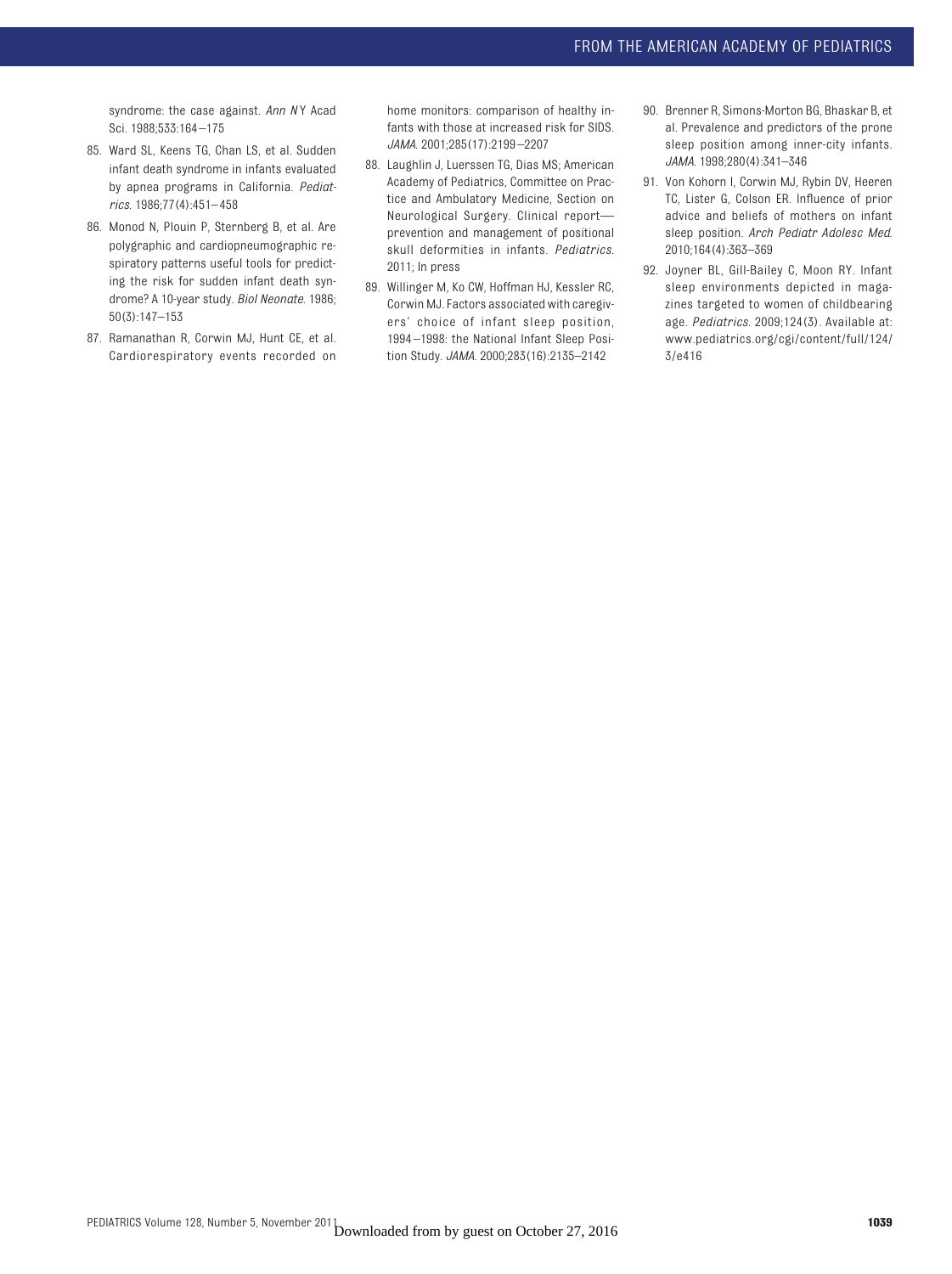syndrome: the case against. *Ann N Y Acad Sci*. 1988;533:164–175

85. Ward SL, Keens TG, Chan LS, et al. Sudden infant death syndrome in infants evaluated by apnea programs in California. *Pediatrics*. 1986;77(4):451–458
86. Monod N, Plouin P, Sternberg B, et al. Are polygraphic and cardiopneumographic respiratory patterns useful tools for predicting the risk for sudden infant death syndrome? A 10-year study. *Biol Neonate*. 1986; 50(3):147–153
87. Ramanathan R, Corwin MJ, Hunt CE, et al. Cardiorespiratory events recorded on home monitors: comparison of healthy infants with those at increased risk for SIDS. *JAMA*. 2001;285(17):2199–2207
88. Laughlin J, Luerssen TG, Dias MS; American Academy of Pediatrics, Committee on Practice and Ambulatory Medicine, Section on Neurological Surgery. Clinical report—prevention and management of positional skull deformities in infants. *Pediatrics*. 2011; In press
89. Willinger M, Ko CW, Hoffman HJ, Kessler RC, Corwin MJ. Factors associated with caregivers' choice of infant sleep position, 1994–1998: the National Infant Sleep Position Study. *JAMA*. 2000;283(16):2135–2142
90. Brenner R, Simons-Morton BG, Bhaskar B, et al. Prevalence and predictors of the prone sleep position among inner-city infants. *JAMA*. 1998;280(4):341–346
91. Von Kohorn I, Corwin MJ, Rybin DV, Heeren TC, Lister G, Colson ER. Influence of prior advice and beliefs of mothers on infant sleep position. *Arch Pediatr Adolesc Med*. 2010;164(4):363–369
92. Joyner BL, Gill-Bailey C, Moon RY. Infant sleep environments depicted in magazines targeted to women of childbearing age. *Pediatrics*. 2009;124(3). Available at: www.pediatrics.org/cgi/content/full/124/3/e416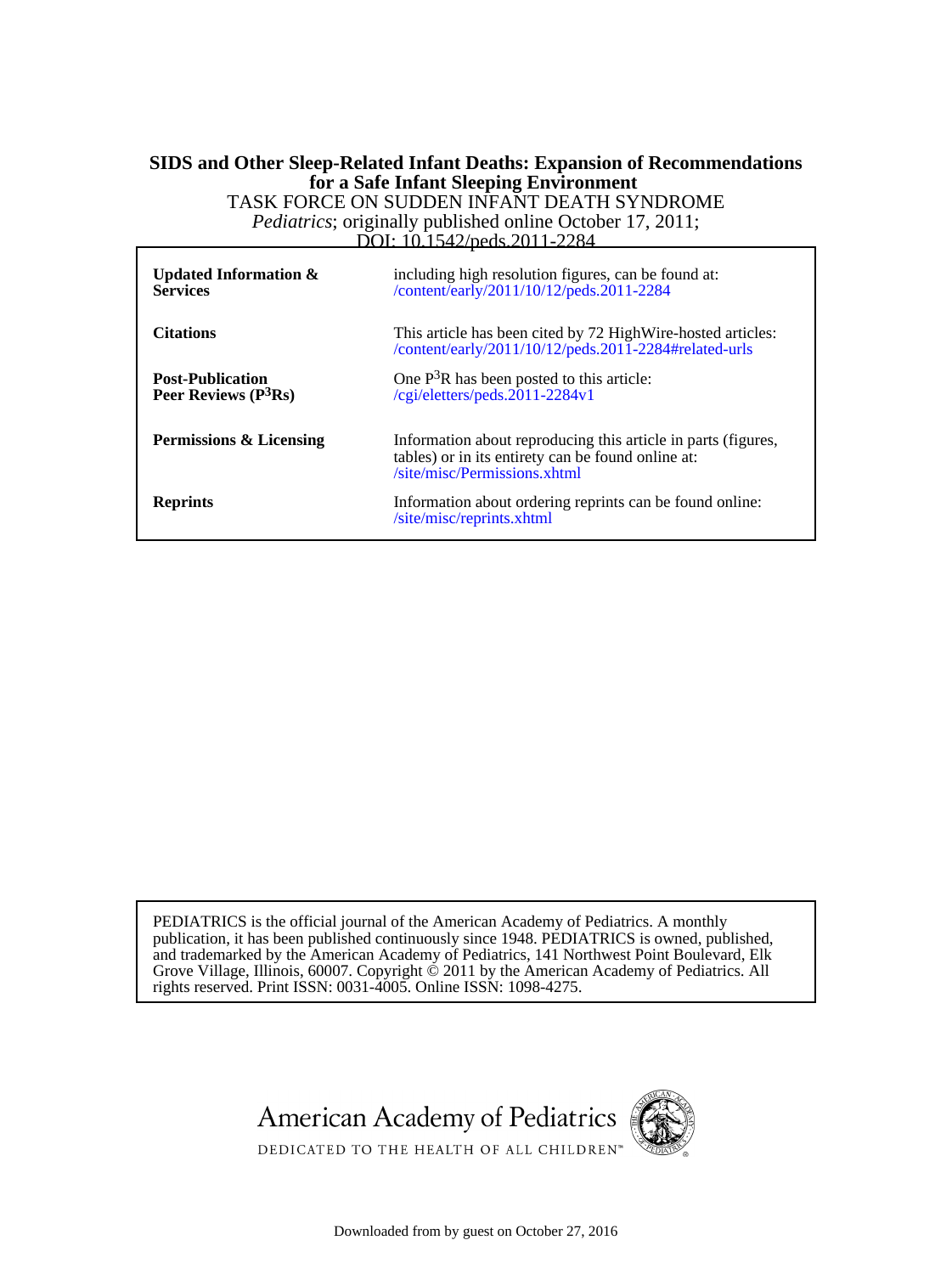**SIDS and Other Sleep-Related Infant Deaths: Expansion of Recommendations for a Safe Infant Sleeping Environment**

TASK FORCE ON SUDDEN INFANT DEATH SYNDROME

*Pediatrics*; originally published online October 17, 2011;

DOI: 10.1542/peds.2011-2284

| | |
|---|---|
| **Updated Information & Services** | including high resolution figures, can be found at: /content/early/2011/10/12/peds.2011-2284 |
| **Citations** | This article has been cited by 72 HighWire-hosted articles: /content/early/2011/10/12/peds.2011-2284#related-urls |
| **Post-Publication Peer Reviews (P$^3$Rs)** | One P$^3$R has been posted to this article: /cgi/eletters/peds.2011-2284v1 |
| **Permissions & Licensing** | Information about reproducing this article in parts (figures, tables) or in its entirety can be found online at: /site/misc/Permissions.xhtml |
| **Reprints** | Information about ordering reprints can be found online: /site/misc/reprints.xhtml |

PEDIATRICS is the official journal of the American Academy of Pediatrics. A monthly publication, it has been published continuously since 1948. PEDIATRICS is owned, published, and trademarked by the American Academy of Pediatrics, 141 Northwest Point Boulevard, Elk Grove Village, Illinois, 60007. Copyright © 2011 by the American Academy of Pediatrics. All rights reserved. Print ISSN: 0031-4005. Online ISSN: 1098-4275.

American Academy of Pediatrics

DEDICATED TO THE HEALTH OF ALL CHILDREN™

Downloaded from by guest on October 27, 2016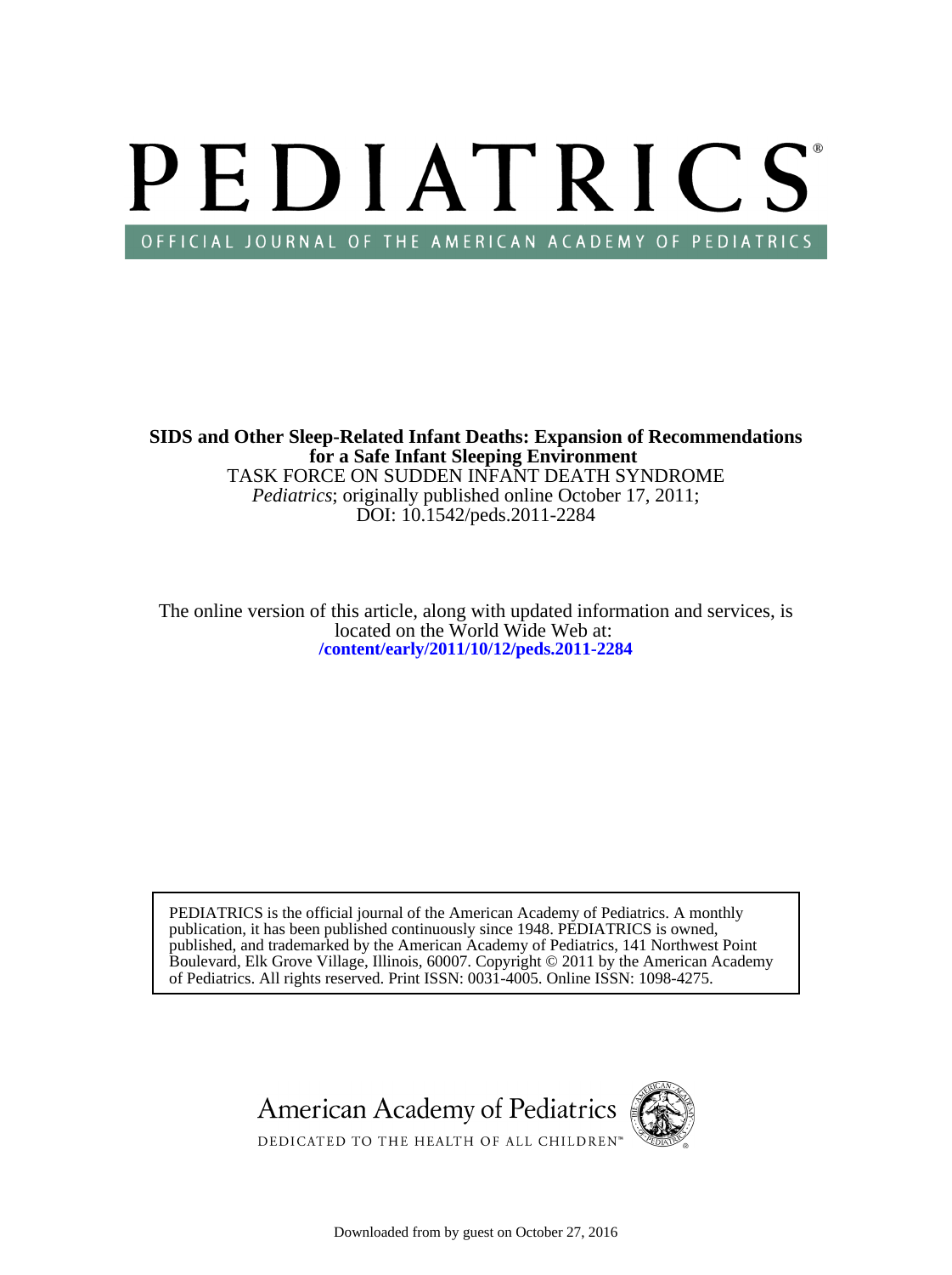**SIDS and Other Sleep-Related Infant Deaths: Expansion of Recommendations for a Safe Infant Sleeping Environment**

TASK FORCE ON SUDDEN INFANT DEATH SYNDROME

*Pediatrics*; originally published online October 17, 2011;

DOI: 10.1542/peds.2011-2284

The online version of this article, along with updated information and services, is located on the World Wide Web at:

**/content/early/2011/10/12/peds.2011-2284**

PEDIATRICS is the official journal of the American Academy of Pediatrics. A monthly publication, it has been published continuously since 1948. PEDIATRICS is owned, published, and trademarked by the American Academy of Pediatrics, 141 Northwest Point Boulevard, Elk Grove Village, Illinois, 60007. Copyright © 2011 by the American Academy of Pediatrics. All rights reserved. Print ISSN: 0031-4005. Online ISSN: 1098-4275.

American Academy of Pediatrics

DEDICATED TO THE HEALTH OF ALL CHILDREN™